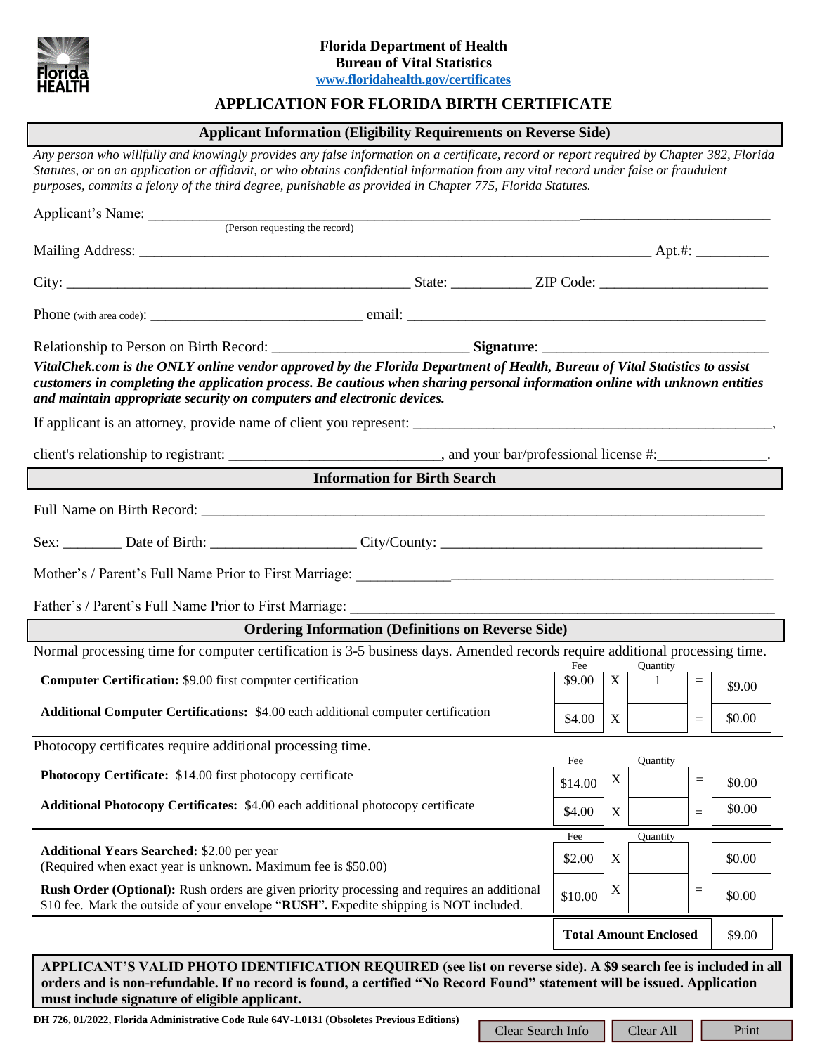**Florida Department of Health**
**Bureau of Vital Statistics**
www.floridahealth.gov/certificates

# APPLICATION FOR FLORIDA BIRTH CERTIFICATE

## Applicant Information (Eligibility Requirements on Reverse Side)

*Any person who willfully and knowingly provides any false information on a certificate, record or report required by Chapter 382, Florida Statutes, or on an application or affidavit, or who obtains confidential information from any vital record under false or fraudulent purposes, commits a felony of the third degree, punishable as provided in Chapter 775, Florida Statutes.*

Applicant's Name: ______________________________________________
(Person requesting the record)

Mailing Address: ______________________________________________ Apt.#: __________

City: ______________________________ State: __________ ZIP Code: ____________________

Phone (with area code): ________________________ email: ______________________________

Relationship to Person on Birth Record: ______________________ **Signature**: ______________________

***VitalChek.com is the ONLY online vendor approved by the Florida Department of Health, Bureau of Vital Statistics to assist customers in completing the application process. Be cautious when sharing personal information online with unknown entities and maintain appropriate security on computers and electronic devices.***

If applicant is an attorney, provide name of client you represent: ______________________________,

client's relationship to registrant: ______________________, and your bar/professional license #:______________.

## Information for Birth Search

Full Name on Birth Record: ______________________________________________

Sex: ________ Date of Birth: ________________ City/County: ______________________________

Mother's / Parent's Full Name Prior to First Marriage: ______________________________________________

Father's / Parent's Full Name Prior to First Marriage: ______________________________________________

## Ordering Information (Definitions on Reverse Side)

Normal processing time for computer certification is 3-5 business days. Amended records require additional processing time.

| | Fee | | Quantity | | |
|---|---|---|---|---|---|
| **Computer Certification:** $9.00 first computer certification | $9.00 | X | 1 | = | $9.00 |
| **Additional Computer Certifications:** $4.00 each additional computer certification | $4.00 | X | | = | $0.00 |

Photocopy certificates require additional processing time.

| | Fee | | Quantity | | |
|---|---|---|---|---|---|
| **Photocopy Certificate:** $14.00 first photocopy certificate | $14.00 | X | | = | $0.00 |
| **Additional Photocopy Certificates:** $4.00 each additional photocopy certificate | $4.00 | X | | = | $0.00 |

| | Fee | | Quantity | | |
|---|---|---|---|---|---|
| **Additional Years Searched:** $2.00 per year (Required when exact year is unknown. Maximum fee is $50.00) | $2.00 | X | | | $0.00 |
| **Rush Order (Optional):** Rush orders are given priority processing and requires an additional $10 fee. Mark the outside of your envelope "**RUSH**"**.** Expedite shipping is NOT included. | $10.00 | X | | = | $0.00 |
| | **Total Amount Enclosed** | | | | $9.00 |

**APPLICANT'S VALID PHOTO IDENTIFICATION REQUIRED (see list on reverse side). A $9 search fee is included in all orders and is non-refundable. If no record is found, a certified "No Record Found" statement will be issued. Application must include signature of eligible applicant.**

**DH 726, 01/2022, Florida Administrative Code Rule 64V-1.0131 (Obsoletes Previous Editions)**

Clear Search Info | Clear All | Print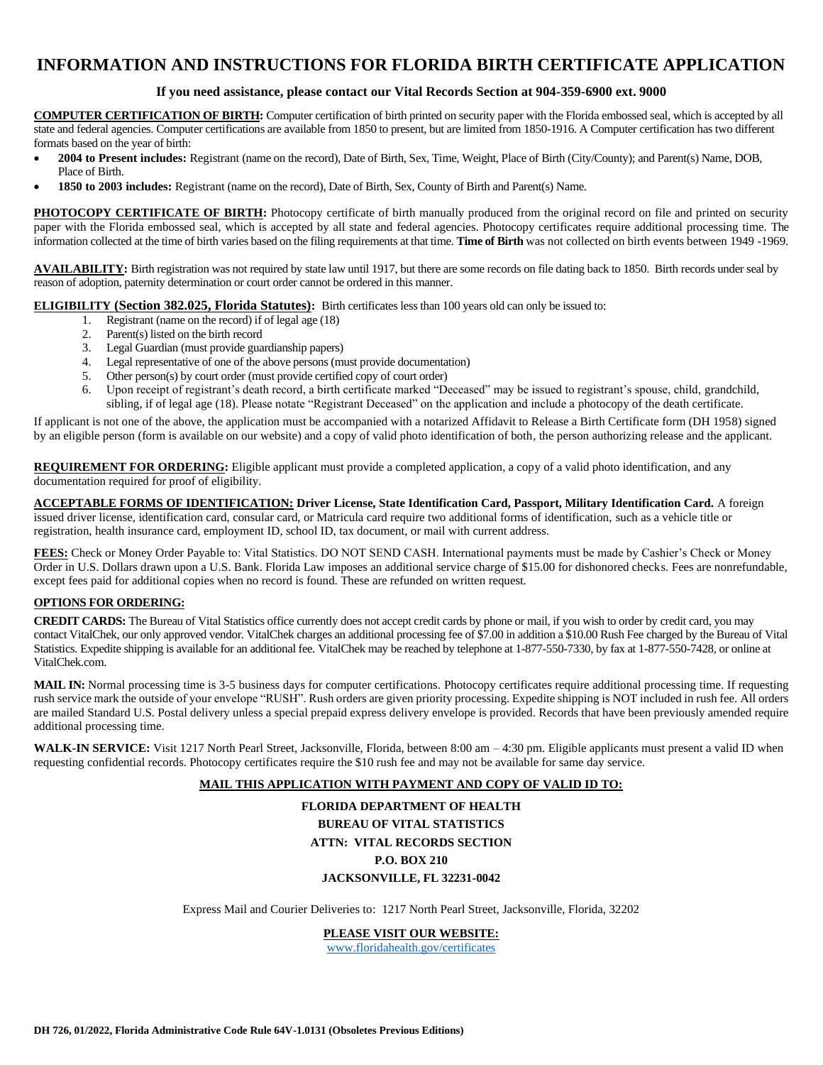# INFORMATION AND INSTRUCTIONS FOR FLORIDA BIRTH CERTIFICATE APPLICATION

**If you need assistance, please contact our Vital Records Section at 904-359-6900 ext. 9000**

**COMPUTER CERTIFICATION OF BIRTH:** Computer certification of birth printed on security paper with the Florida embossed seal, which is accepted by all state and federal agencies. Computer certifications are available from 1850 to present, but are limited from 1850-1916. A Computer certification has two different formats based on the year of birth:

- **2004 to Present includes:** Registrant (name on the record), Date of Birth, Sex, Time, Weight, Place of Birth (City/County); and Parent(s) Name, DOB, Place of Birth.
- **1850 to 2003 includes:** Registrant (name on the record), Date of Birth, Sex, County of Birth and Parent(s) Name.

**PHOTOCOPY CERTIFICATE OF BIRTH:** Photocopy certificate of birth manually produced from the original record on file and printed on security paper with the Florida embossed seal, which is accepted by all state and federal agencies. Photocopy certificates require additional processing time. The information collected at the time of birth varies based on the filing requirements at that time. **Time of Birth** was not collected on birth events between 1949 -1969.

**AVAILABILITY:** Birth registration was not required by state law until 1917, but there are some records on file dating back to 1850. Birth records under seal by reason of adoption, paternity determination or court order cannot be ordered in this manner.

**ELIGIBILITY (Section 382.025, Florida Statutes):** Birth certificates less than 100 years old can only be issued to:

1. Registrant (name on the record) if of legal age (18)
2. Parent(s) listed on the birth record
3. Legal Guardian (must provide guardianship papers)
4. Legal representative of one of the above persons (must provide documentation)
5. Other person(s) by court order (must provide certified copy of court order)
6. Upon receipt of registrant's death record, a birth certificate marked "Deceased" may be issued to registrant's spouse, child, grandchild, sibling, if of legal age (18). Please notate "Registrant Deceased" on the application and include a photocopy of the death certificate.

If applicant is not one of the above, the application must be accompanied with a notarized Affidavit to Release a Birth Certificate form (DH 1958) signed by an eligible person (form is available on our website) and a copy of valid photo identification of both, the person authorizing release and the applicant.

**REQUIREMENT FOR ORDERING:** Eligible applicant must provide a completed application, a copy of a valid photo identification, and any documentation required for proof of eligibility.

**ACCEPTABLE FORMS OF IDENTIFICATION: Driver License, State Identification Card, Passport, Military Identification Card.** A foreign issued driver license, identification card, consular card, or Matricula card require two additional forms of identification, such as a vehicle title or registration, health insurance card, employment ID, school ID, tax document, or mail with current address.

**FEES:** Check or Money Order Payable to: Vital Statistics. DO NOT SEND CASH. International payments must be made by Cashier's Check or Money Order in U.S. Dollars drawn upon a U.S. Bank. Florida Law imposes an additional service charge of $15.00 for dishonored checks. Fees are nonrefundable, except fees paid for additional copies when no record is found. These are refunded on written request.

**OPTIONS FOR ORDERING:**

**CREDIT CARDS:** The Bureau of Vital Statistics office currently does not accept credit cards by phone or mail, if you wish to order by credit card, you may contact VitalChek, our only approved vendor. VitalChek charges an additional processing fee of $7.00 in addition a $10.00 Rush Fee charged by the Bureau of Vital Statistics. Expedite shipping is available for an additional fee. VitalChek may be reached by telephone at 1-877-550-7330, by fax at 1-877-550-7428, or online at VitalChek.com.

**MAIL IN:** Normal processing time is 3-5 business days for computer certifications. Photocopy certificates require additional processing time. If requesting rush service mark the outside of your envelope "RUSH". Rush orders are given priority processing. Expedite shipping is NOT included in rush fee. All orders are mailed Standard U.S. Postal delivery unless a special prepaid express delivery envelope is provided. Records that have been previously amended require additional processing time.

**WALK-IN SERVICE:** Visit 1217 North Pearl Street, Jacksonville, Florida, between 8:00 am – 4:30 pm. Eligible applicants must present a valid ID when requesting confidential records. Photocopy certificates require the $10 rush fee and may not be available for same day service.

**MAIL THIS APPLICATION WITH PAYMENT AND COPY OF VALID ID TO:**

**FLORIDA DEPARTMENT OF HEALTH**
**BUREAU OF VITAL STATISTICS**
**ATTN: VITAL RECORDS SECTION**
**P.O. BOX 210**
**JACKSONVILLE, FL 32231-0042**

Express Mail and Courier Deliveries to: 1217 North Pearl Street, Jacksonville, Florida, 32202

**PLEASE VISIT OUR WEBSITE:**
www.floridahealth.gov/certificates

**DH 726, 01/2022, Florida Administrative Code Rule 64V-1.0131 (Obsoletes Previous Editions)**